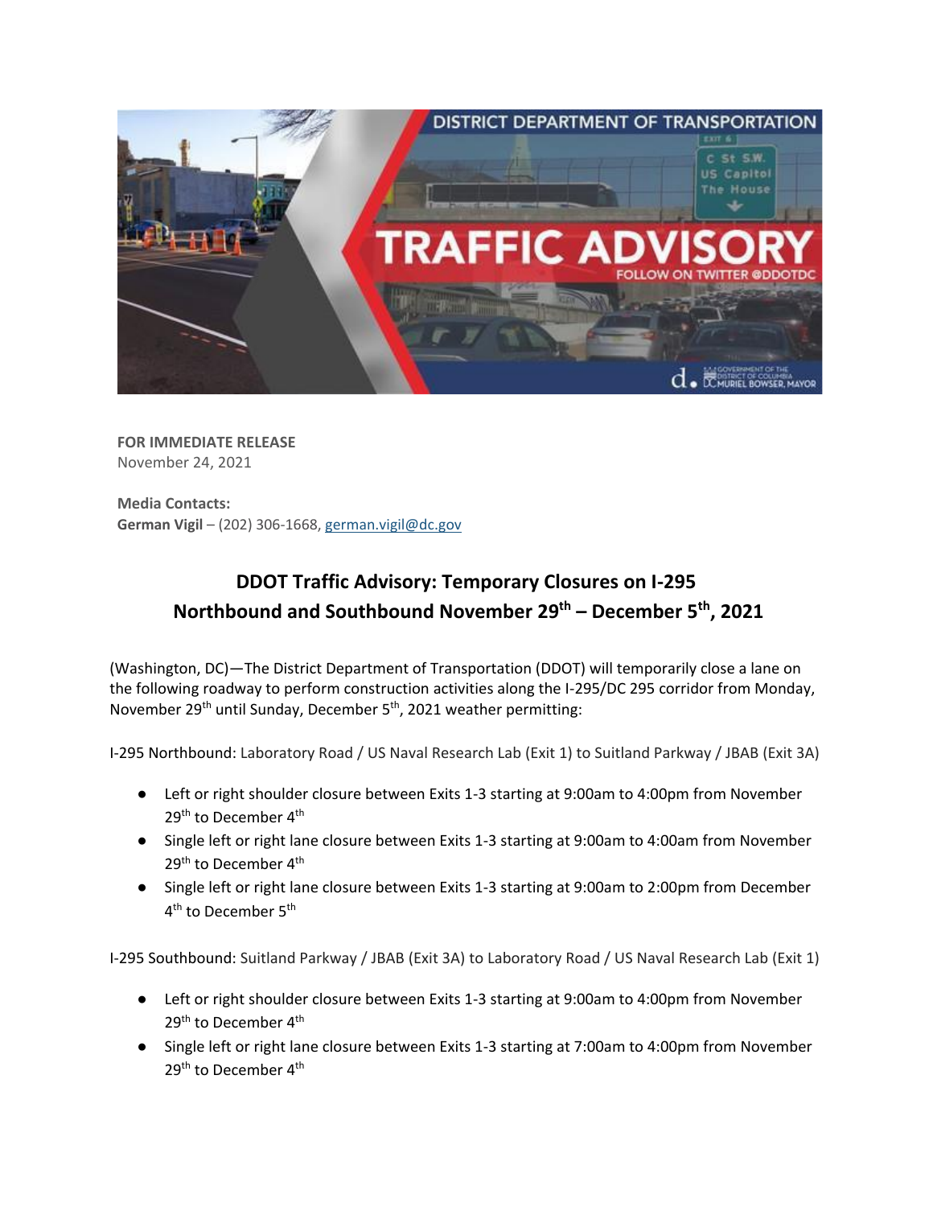**FOR IMMEDIATE RELEASE**
November 24, 2021

**Media Contacts:**
**German Vigil** – (202) 306-1668, german.vigil@dc.gov

# DDOT Traffic Advisory: Temporary Closures on I-295 Northbound and Southbound November 29th – December 5th, 2021

(Washington, DC)—The District Department of Transportation (DDOT) will temporarily close a lane on the following roadway to perform construction activities along the I-295/DC 295 corridor from Monday, November 29th until Sunday, December 5th, 2021 weather permitting:

I-295 Northbound: Laboratory Road / US Naval Research Lab (Exit 1) to Suitland Parkway / JBAB (Exit 3A)

- Left or right shoulder closure between Exits 1-3 starting at 9:00am to 4:00pm from November 29th to December 4th
- Single left or right lane closure between Exits 1-3 starting at 9:00am to 4:00am from November 29th to December 4th
- Single left or right lane closure between Exits 1-3 starting at 9:00am to 2:00pm from December 4th to December 5th

I-295 Southbound: Suitland Parkway / JBAB (Exit 3A) to Laboratory Road / US Naval Research Lab (Exit 1)

- Left or right shoulder closure between Exits 1-3 starting at 9:00am to 4:00pm from November 29th to December 4th
- Single left or right lane closure between Exits 1-3 starting at 7:00am to 4:00pm from November 29th to December 4th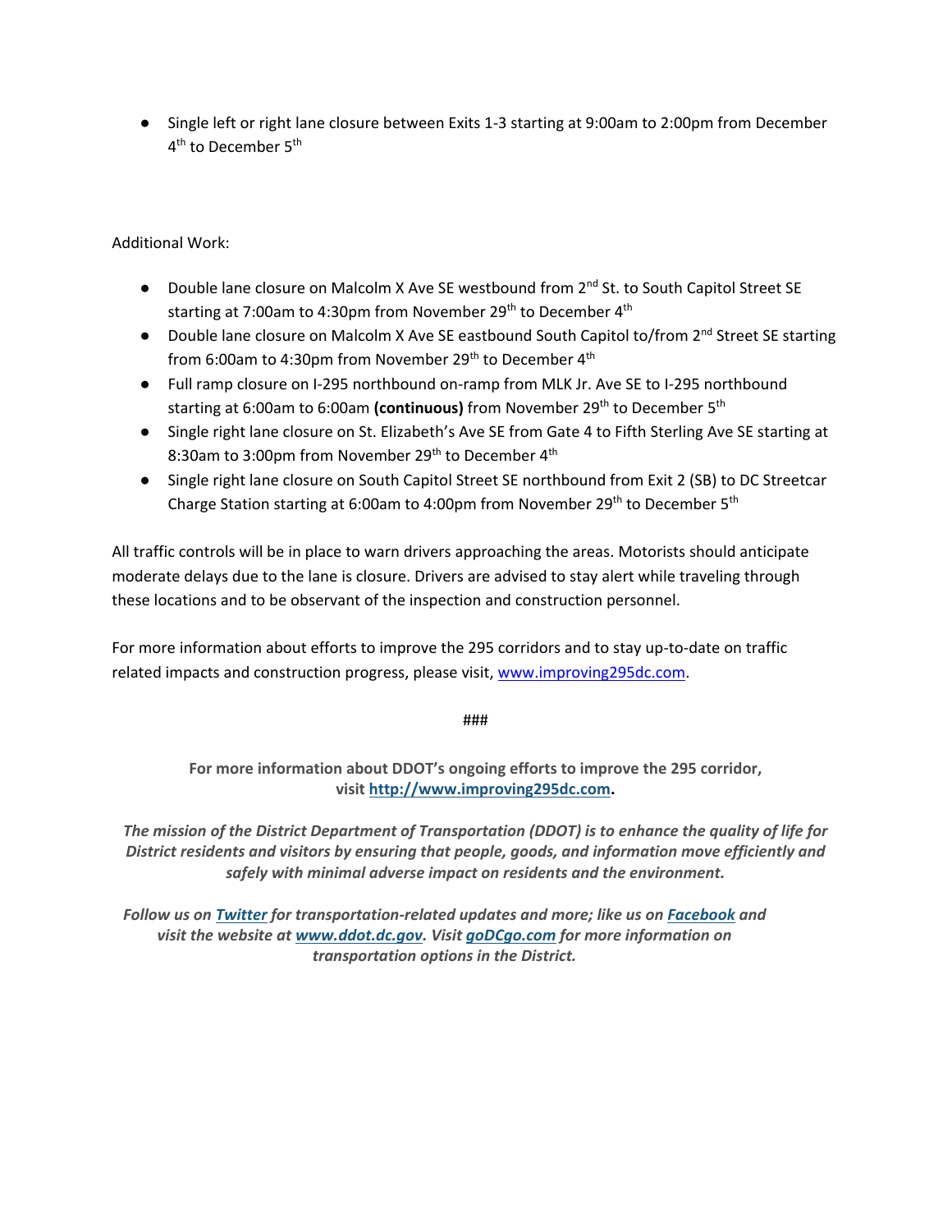- Single left or right lane closure between Exits 1-3 starting at 9:00am to 2:00pm from December 4th to December 5th

Additional Work:

- Double lane closure on Malcolm X Ave SE westbound from 2nd St. to South Capitol Street SE starting at 7:00am to 4:30pm from November 29th to December 4th
- Double lane closure on Malcolm X Ave SE eastbound South Capitol to/from 2nd Street SE starting from 6:00am to 4:30pm from November 29th to December 4th
- Full ramp closure on I-295 northbound on-ramp from MLK Jr. Ave SE to I-295 northbound starting at 6:00am to 6:00am **(continuous)** from November 29th to December 5th
- Single right lane closure on St. Elizabeth's Ave SE from Gate 4 to Fifth Sterling Ave SE starting at 8:30am to 3:00pm from November 29th to December 4th
- Single right lane closure on South Capitol Street SE northbound from Exit 2 (SB) to DC Streetcar Charge Station starting at 6:00am to 4:00pm from November 29th to December 5th

All traffic controls will be in place to warn drivers approaching the areas. Motorists should anticipate moderate delays due to the lane is closure. Drivers are advised to stay alert while traveling through these locations and to be observant of the inspection and construction personnel.

For more information about efforts to improve the 295 corridors and to stay up-to-date on traffic related impacts and construction progress, please visit, www.improving295dc.com.

###

**For more information about DDOT's ongoing efforts to improve the 295 corridor, visit http://www.improving295dc.com.**

***The mission of the District Department of Transportation (DDOT) is to enhance the quality of life for District residents and visitors by ensuring that people, goods, and information move efficiently and safely with minimal adverse impact on residents and the environment.***

***Follow us on Twitter for transportation-related updates and more; like us on Facebook and visit the website at www.ddot.dc.gov. Visit goDCgo.com for more information on transportation options in the District.***